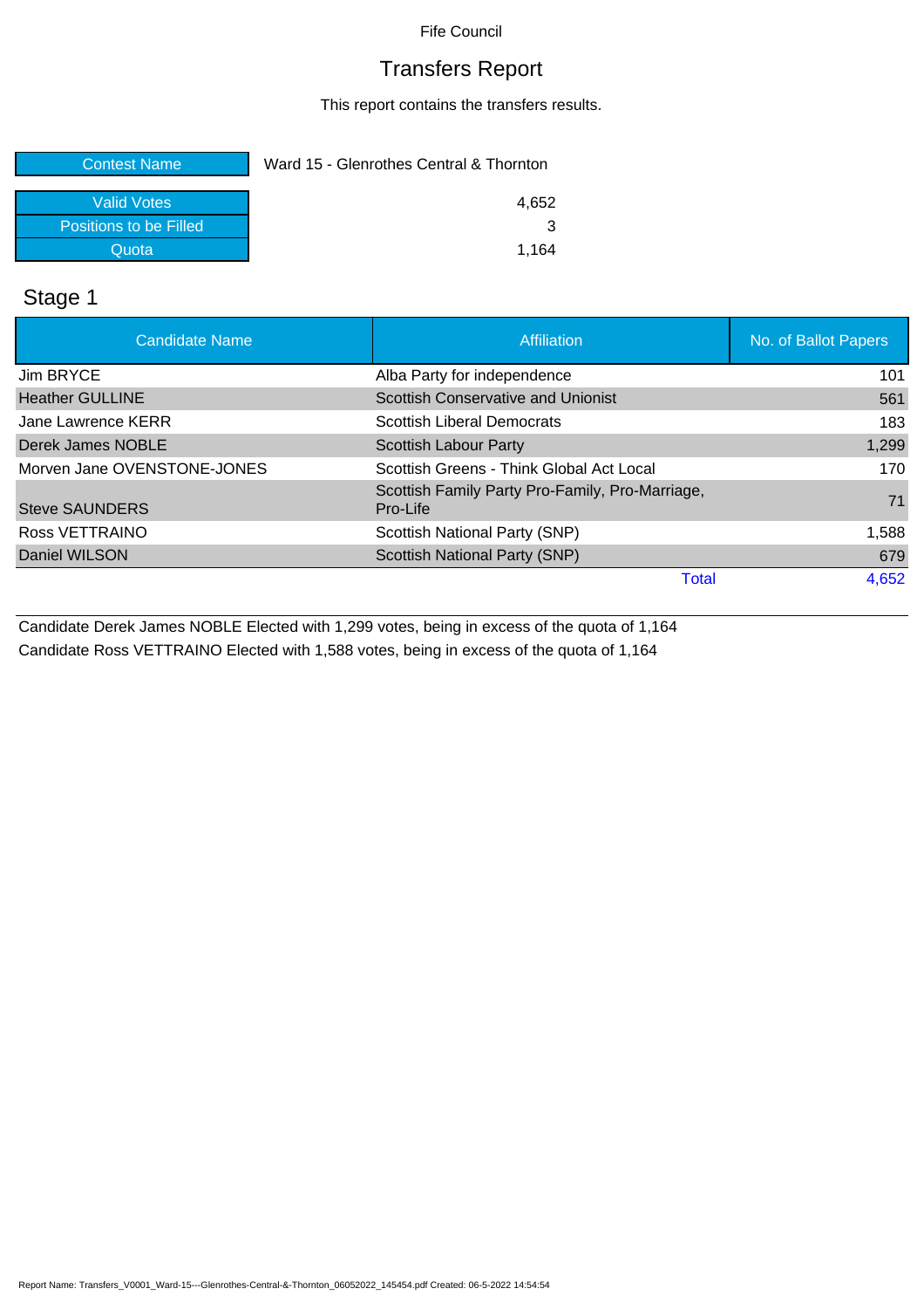Fife Council

# Transfers Report

This report contains the transfers results.

| Contest Name | Ward 15 - Glenrothes Central & Thornton |
|---|---|
| Valid Votes | 4,652 |
| Positions to be Filled | 3 |
| Quota | 1,164 |

## Stage 1

| Candidate Name | Affiliation | No. of Ballot Papers |
|---|---|---|
| Jim BRYCE | Alba Party for independence | 101 |
| Heather GULLINE | Scottish Conservative and Unionist | 561 |
| Jane Lawrence KERR | Scottish Liberal Democrats | 183 |
| Derek James NOBLE | Scottish Labour Party | 1,299 |
| Morven Jane OVENSTONE-JONES | Scottish Greens - Think Global Act Local | 170 |
| Steve SAUNDERS | Scottish Family Party Pro-Family, Pro-Marriage, Pro-Life | 71 |
| Ross VETTRAINO | Scottish National Party (SNP) | 1,588 |
| Daniel WILSON | Scottish National Party (SNP) | 679 |
| | Total | 4,652 |

Candidate Derek James NOBLE Elected with 1,299 votes, being in excess of the quota of 1,164

Candidate Ross VETTRAINO Elected with 1,588 votes, being in excess of the quota of 1,164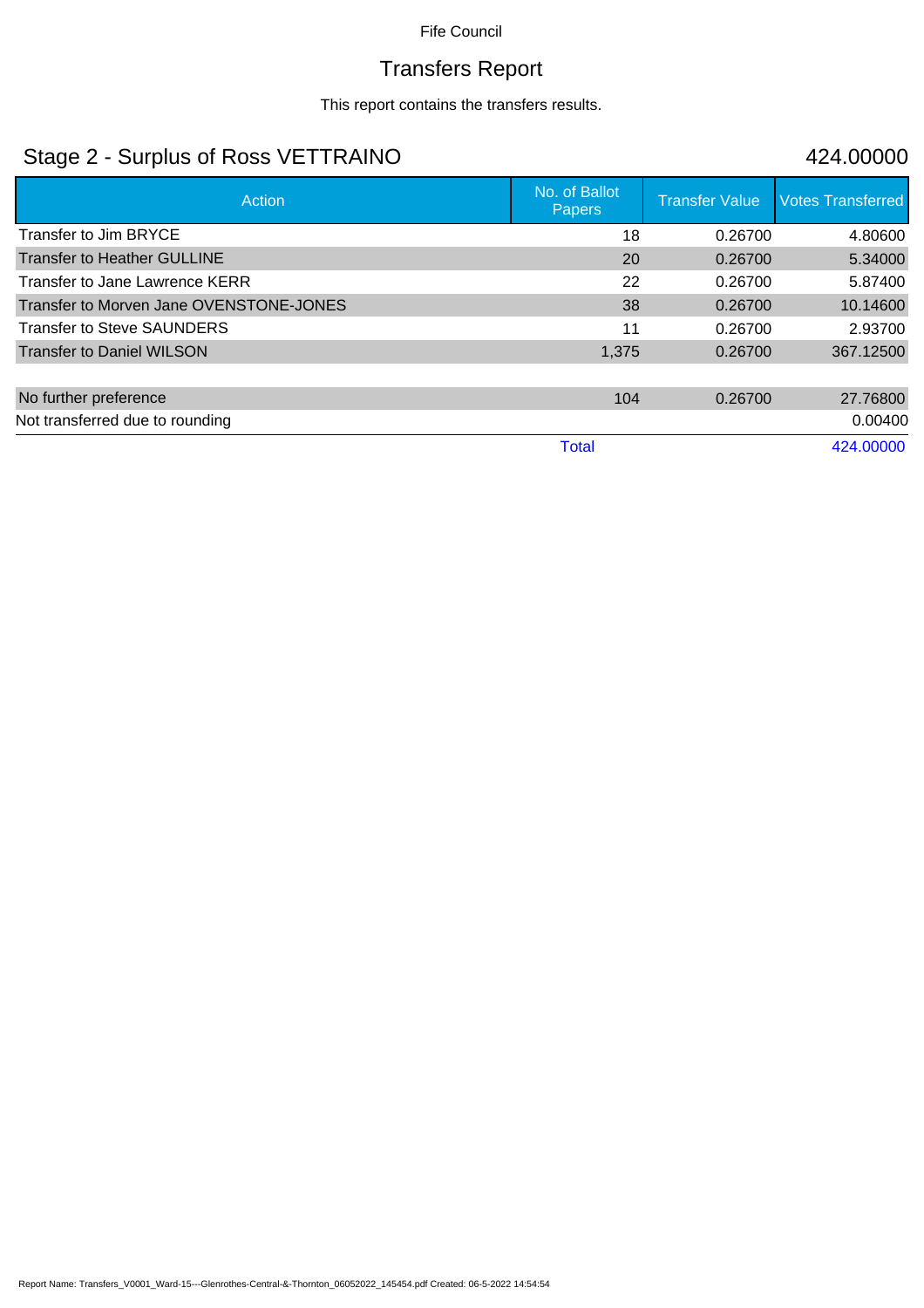Fife Council

# Transfers Report

This report contains the transfers results.

## Stage 2 - Surplus of Ross VETTRAINO 424.00000

| Action | No. of Ballot Papers | Transfer Value | Votes Transferred |
|---|---|---|---|
| Transfer to Jim BRYCE | 18 | 0.26700 | 4.80600 |
| Transfer to Heather GULLINE | 20 | 0.26700 | 5.34000 |
| Transfer to Jane Lawrence KERR | 22 | 0.26700 | 5.87400 |
| Transfer to Morven Jane OVENSTONE-JONES | 38 | 0.26700 | 10.14600 |
| Transfer to Steve SAUNDERS | 11 | 0.26700 | 2.93700 |
| Transfer to Daniel WILSON | 1,375 | 0.26700 | 367.12500 |
| | | | |
| No further preference | 104 | 0.26700 | 27.76800 |
| Not transferred due to rounding | | | 0.00400 |
| | Total | | 424.00000 |

Report Name: Transfers_V0001_Ward-15---Glenrothes-Central-&-Thornton_06052022_145454.pdf Created: 06-5-2022 14:54:54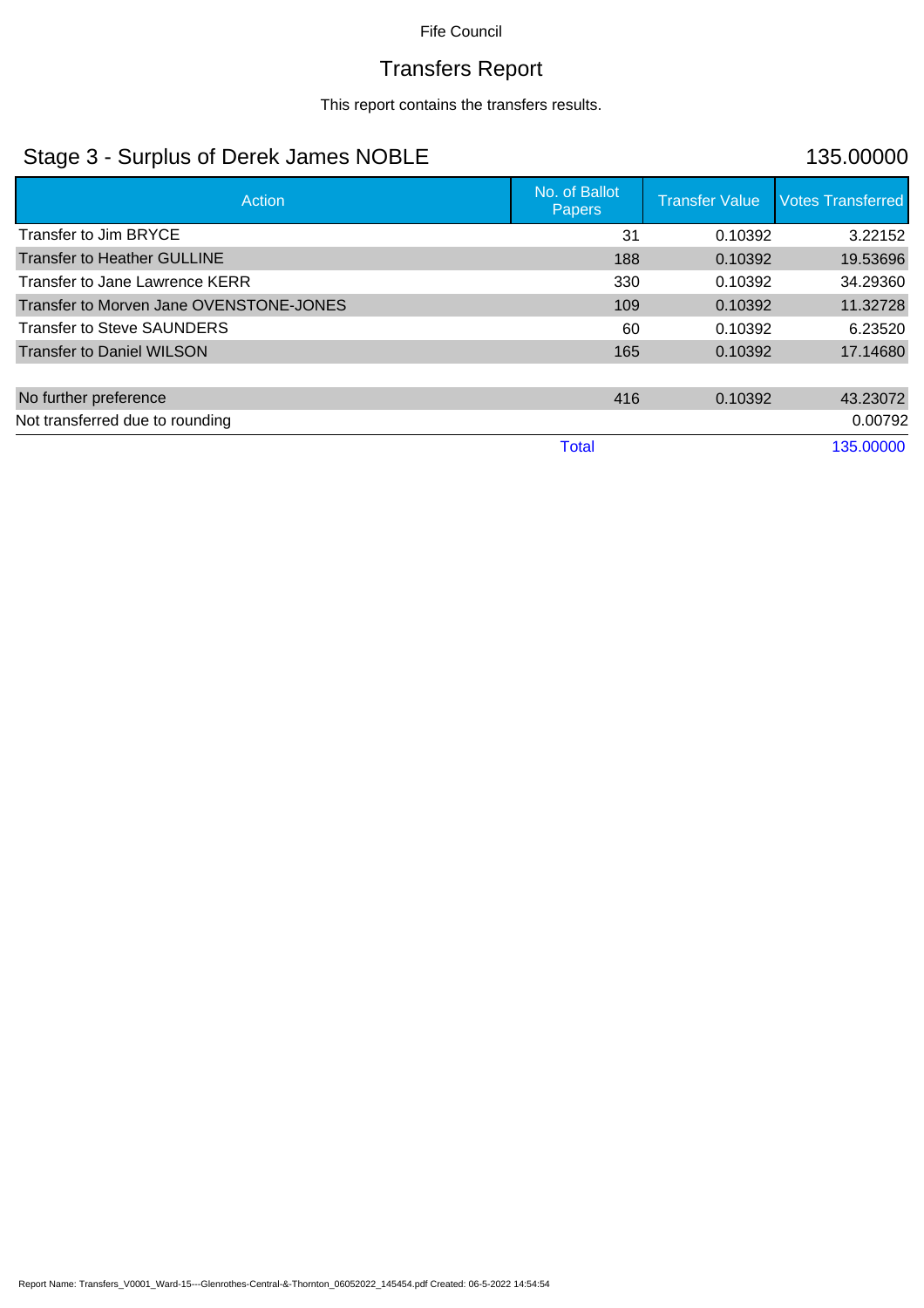Fife Council

# Transfers Report

This report contains the transfers results.

## Stage 3 - Surplus of Derek James NOBLE

135.00000

| Action | No. of Ballot Papers | Transfer Value | Votes Transferred |
|---|---|---|---|
| Transfer to Jim BRYCE | 31 | 0.10392 | 3.22152 |
| Transfer to Heather GULLINE | 188 | 0.10392 | 19.53696 |
| Transfer to Jane Lawrence KERR | 330 | 0.10392 | 34.29360 |
| Transfer to Morven Jane OVENSTONE-JONES | 109 | 0.10392 | 11.32728 |
| Transfer to Steve SAUNDERS | 60 | 0.10392 | 6.23520 |
| Transfer to Daniel WILSON | 165 | 0.10392 | 17.14680 |
| | | | |
| No further preference | 416 | 0.10392 | 43.23072 |
| Not transferred due to rounding | | | 0.00792 |
| | Total | | 135.00000 |

Report Name: Transfers_V0001_Ward-15---Glenrothes-Central-&-Thornton_06052022_145454.pdf Created: 06-5-2022 14:54:54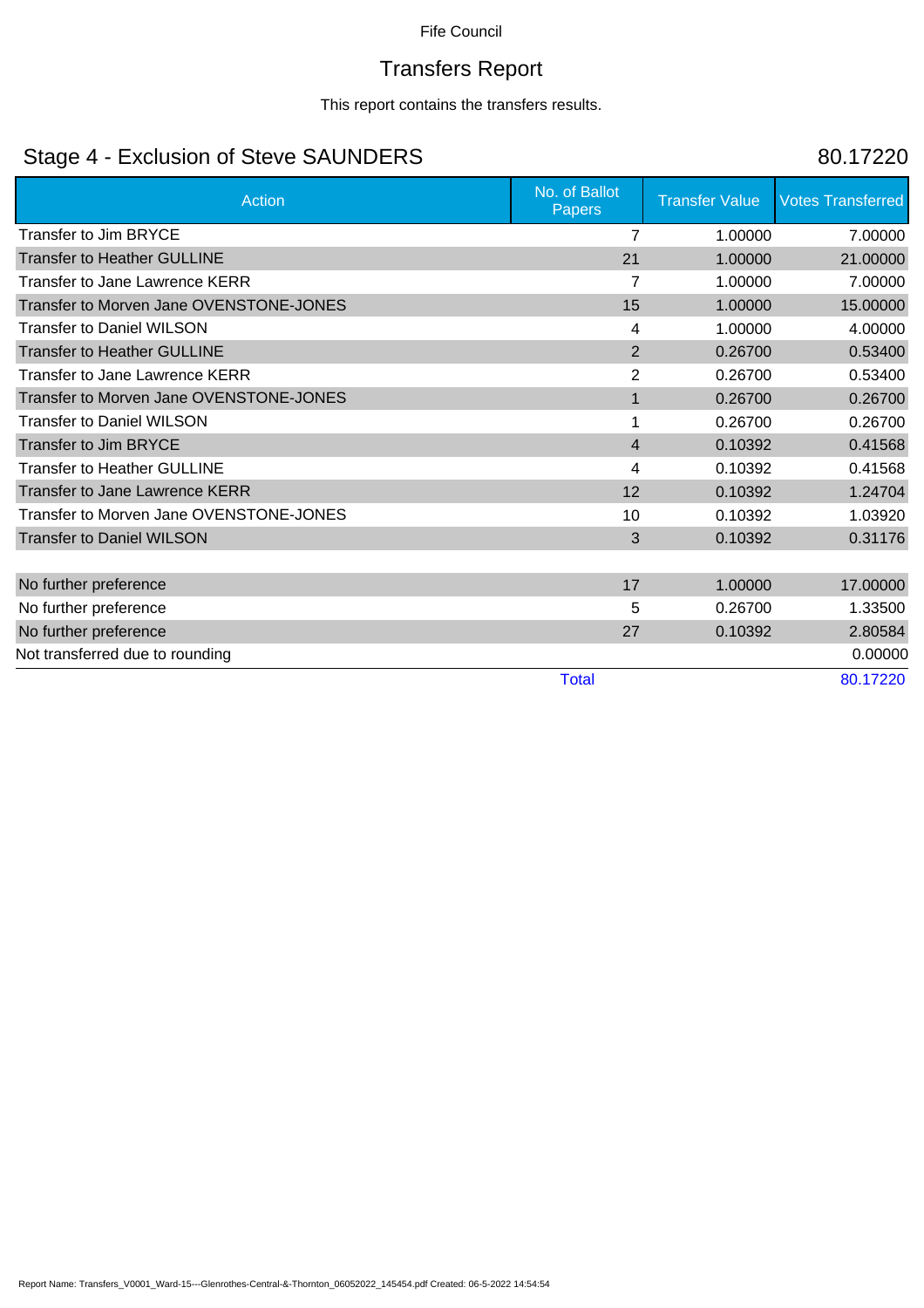Fife Council

# Transfers Report

This report contains the transfers results.

## Stage 4 - Exclusion of Steve SAUNDERS — 80.17220

| Action | No. of Ballot Papers | Transfer Value | Votes Transferred |
|---|---|---|---|
| Transfer to Jim BRYCE | 7 | 1.00000 | 7.00000 |
| Transfer to Heather GULLINE | 21 | 1.00000 | 21.00000 |
| Transfer to Jane Lawrence KERR | 7 | 1.00000 | 7.00000 |
| Transfer to Morven Jane OVENSTONE-JONES | 15 | 1.00000 | 15.00000 |
| Transfer to Daniel WILSON | 4 | 1.00000 | 4.00000 |
| Transfer to Heather GULLINE | 2 | 0.26700 | 0.53400 |
| Transfer to Jane Lawrence KERR | 2 | 0.26700 | 0.53400 |
| Transfer to Morven Jane OVENSTONE-JONES | 1 | 0.26700 | 0.26700 |
| Transfer to Daniel WILSON | 1 | 0.26700 | 0.26700 |
| Transfer to Jim BRYCE | 4 | 0.10392 | 0.41568 |
| Transfer to Heather GULLINE | 4 | 0.10392 | 0.41568 |
| Transfer to Jane Lawrence KERR | 12 | 0.10392 | 1.24704 |
| Transfer to Morven Jane OVENSTONE-JONES | 10 | 0.10392 | 1.03920 |
| Transfer to Daniel WILSON | 3 | 0.10392 | 0.31176 |
| | | | |
| No further preference | 17 | 1.00000 | 17.00000 |
| No further preference | 5 | 0.26700 | 1.33500 |
| No further preference | 27 | 0.10392 | 2.80584 |
| Not transferred due to rounding | | | 0.00000 |
| | Total | | 80.17220 |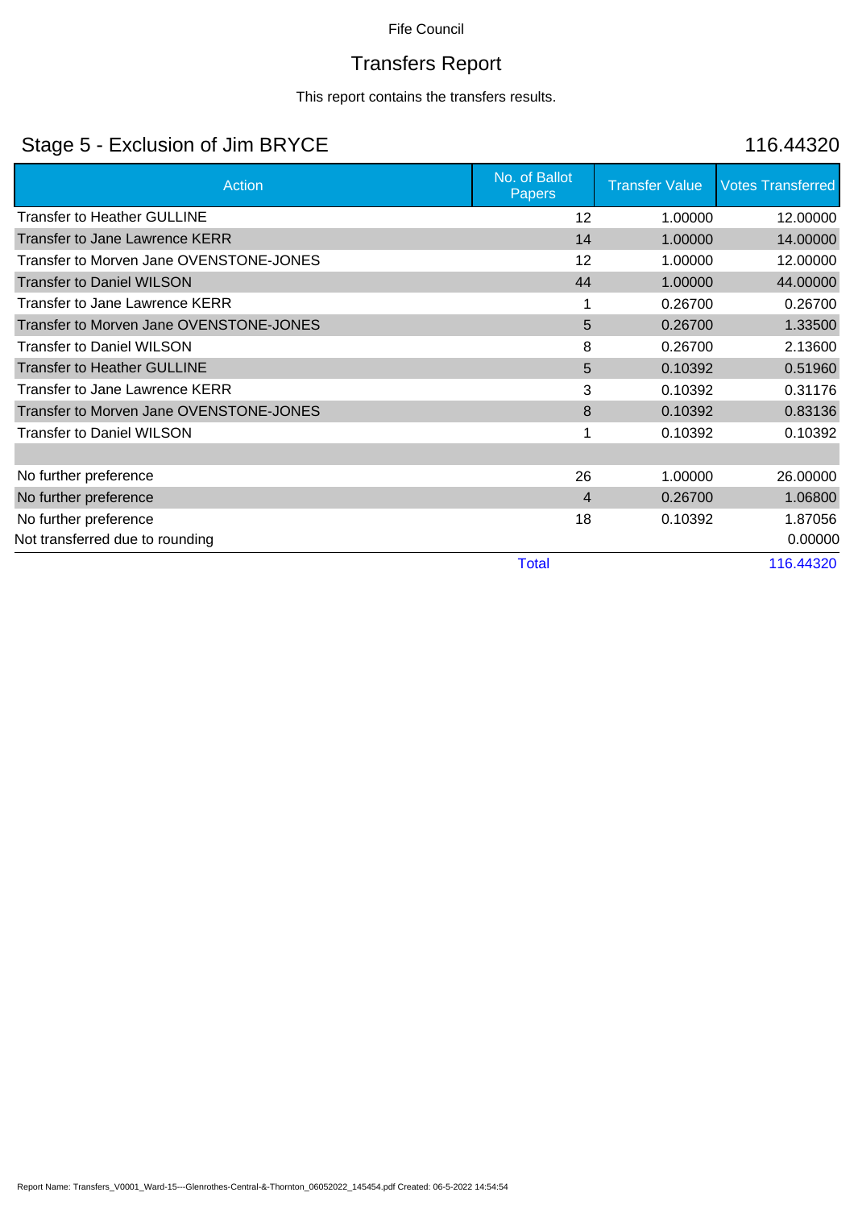Fife Council

# Transfers Report

This report contains the transfers results.

## Stage 5 - Exclusion of Jim BRYCE 116.44320

| Action | No. of Ballot Papers | Transfer Value | Votes Transferred |
|---|---|---|---|
| Transfer to Heather GULLINE | 12 | 1.00000 | 12.00000 |
| Transfer to Jane Lawrence KERR | 14 | 1.00000 | 14.00000 |
| Transfer to Morven Jane OVENSTONE-JONES | 12 | 1.00000 | 12.00000 |
| Transfer to Daniel WILSON | 44 | 1.00000 | 44.00000 |
| Transfer to Jane Lawrence KERR | 1 | 0.26700 | 0.26700 |
| Transfer to Morven Jane OVENSTONE-JONES | 5 | 0.26700 | 1.33500 |
| Transfer to Daniel WILSON | 8 | 0.26700 | 2.13600 |
| Transfer to Heather GULLINE | 5 | 0.10392 | 0.51960 |
| Transfer to Jane Lawrence KERR | 3 | 0.10392 | 0.31176 |
| Transfer to Morven Jane OVENSTONE-JONES | 8 | 0.10392 | 0.83136 |
| Transfer to Daniel WILSON | 1 | 0.10392 | 0.10392 |
| | | | |
| No further preference | 26 | 1.00000 | 26.00000 |
| No further preference | 4 | 0.26700 | 1.06800 |
| No further preference | 18 | 0.10392 | 1.87056 |
| Not transferred due to rounding | | | 0.00000 |
| | Total | | 116.44320 |

Report Name: Transfers_V0001_Ward-15---Glenrothes-Central-&-Thornton_06052022_145454.pdf Created: 06-5-2022 14:54:54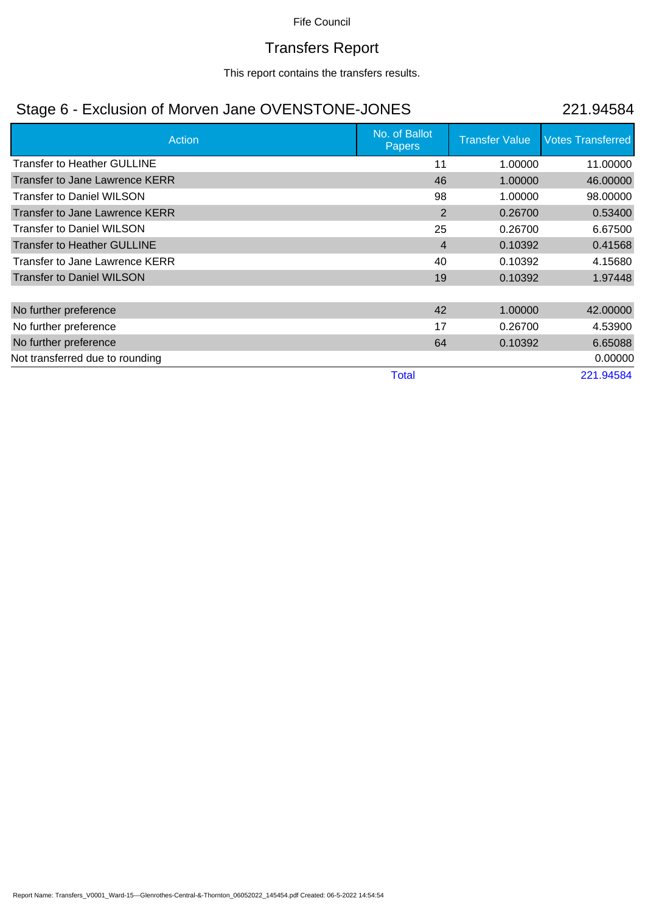Fife Council

# Transfers Report

This report contains the transfers results.

## Stage 6 - Exclusion of Morven Jane OVENSTONE-JONES 221.94584

| Action | No. of Ballot Papers | Transfer Value | Votes Transferred |
|---|---|---|---|
| Transfer to Heather GULLINE | 11 | 1.00000 | 11.00000 |
| Transfer to Jane Lawrence KERR | 46 | 1.00000 | 46.00000 |
| Transfer to Daniel WILSON | 98 | 1.00000 | 98.00000 |
| Transfer to Jane Lawrence KERR | 2 | 0.26700 | 0.53400 |
| Transfer to Daniel WILSON | 25 | 0.26700 | 6.67500 |
| Transfer to Heather GULLINE | 4 | 0.10392 | 0.41568 |
| Transfer to Jane Lawrence KERR | 40 | 0.10392 | 4.15680 |
| Transfer to Daniel WILSON | 19 | 0.10392 | 1.97448 |
| | | | |
| No further preference | 42 | 1.00000 | 42.00000 |
| No further preference | 17 | 0.26700 | 4.53900 |
| No further preference | 64 | 0.10392 | 6.65088 |
| Not transferred due to rounding | | | 0.00000 |
| | Total | | 221.94584 |

Report Name: Transfers_V0001_Ward-15---Glenrothes-Central-&-Thornton_06052022_145454.pdf Created: 06-5-2022 14:54:54